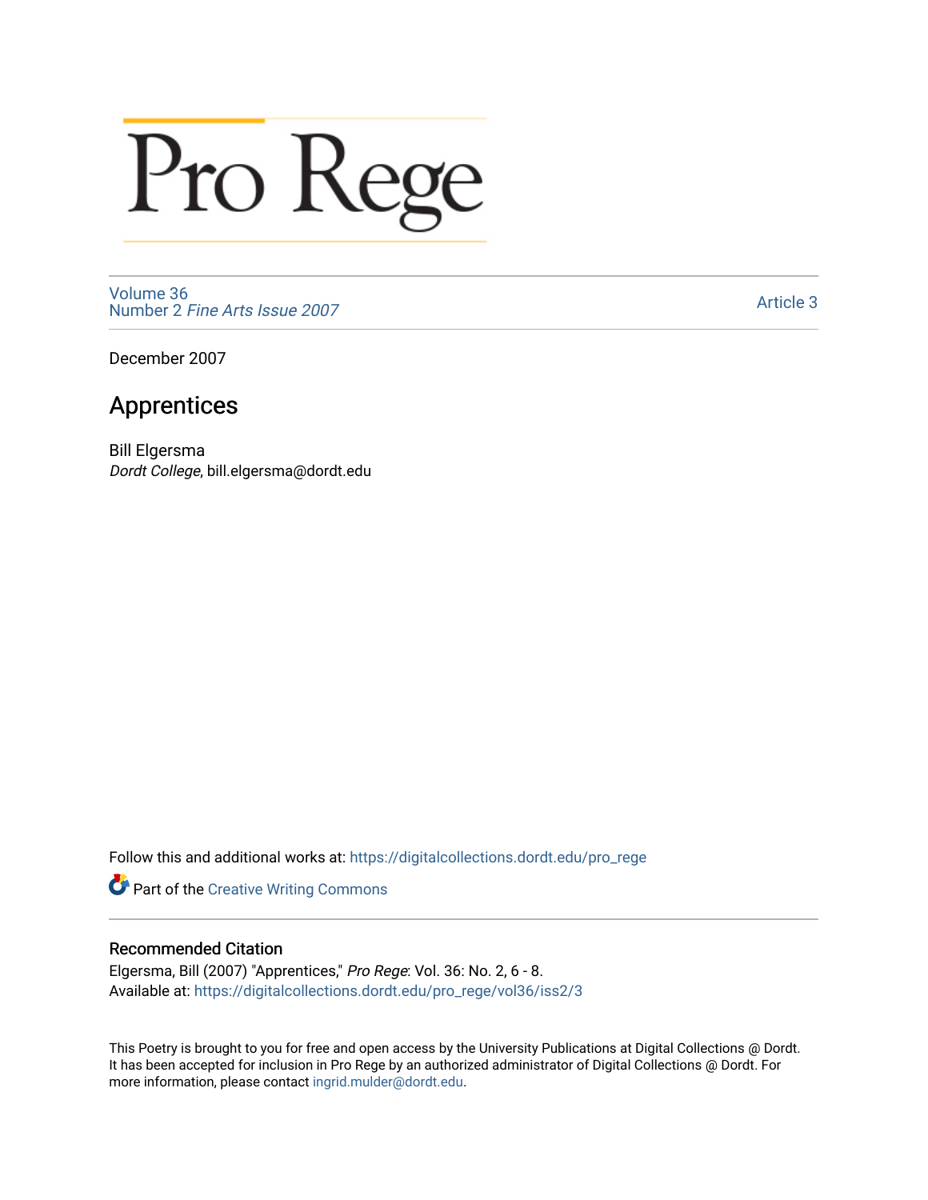# Pro Rege

Volume 36
Number 2 *Fine Arts Issue 2007*

Article 3

December 2007

## Apprentices

Bill Elgersma
*Dordt College*, bill.elgersma@dordt.edu

Follow this and additional works at: https://digitalcollections.dordt.edu/pro_rege

Part of the Creative Writing Commons

### Recommended Citation

Elgersma, Bill (2007) "Apprentices," *Pro Rege*: Vol. 36: No. 2, 6 - 8.
Available at: https://digitalcollections.dordt.edu/pro_rege/vol36/iss2/3

This Poetry is brought to you for free and open access by the University Publications at Digital Collections @ Dordt. It has been accepted for inclusion in Pro Rege by an authorized administrator of Digital Collections @ Dordt. For more information, please contact ingrid.mulder@dordt.edu.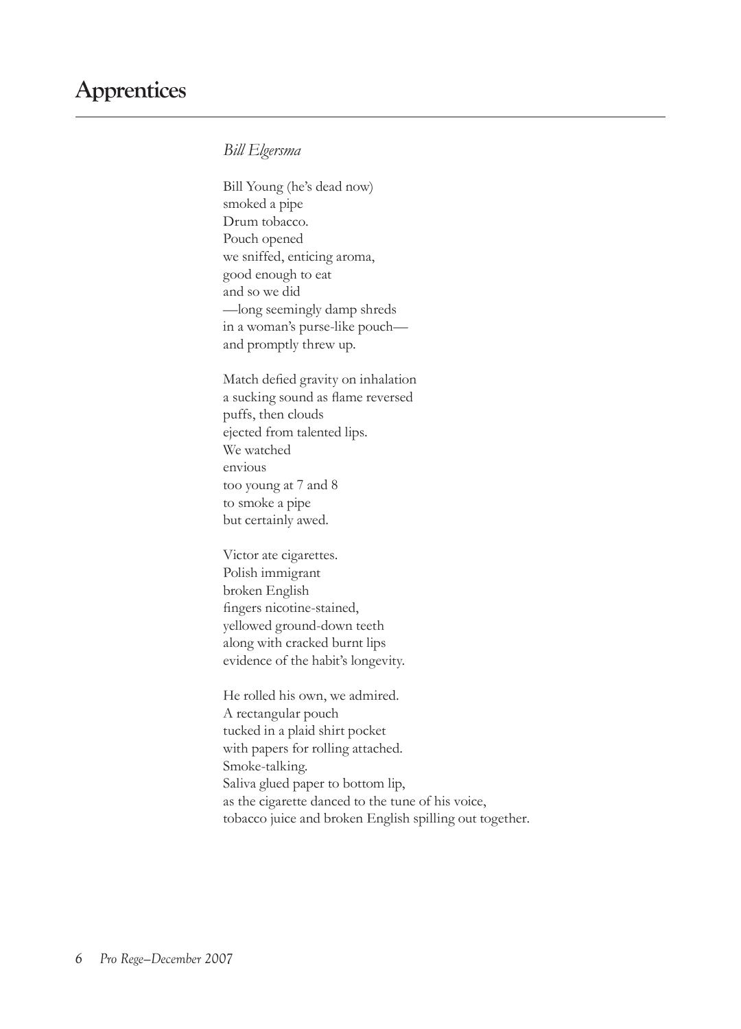# Apprentices

*Bill Elgersma*

Bill Young (he's dead now)  
smoked a pipe  
Drum tobacco.  
Pouch opened  
we sniffed, enticing aroma,  
good enough to eat  
and so we did  
—long seemingly damp shreds  
in a woman's purse-like pouch—  
and promptly threw up.

Match defied gravity on inhalation  
a sucking sound as flame reversed  
puffs, then clouds  
ejected from talented lips.  
We watched  
envious  
too young at 7 and 8  
to smoke a pipe  
but certainly awed.

Victor ate cigarettes.  
Polish immigrant  
broken English  
fingers nicotine-stained,  
yellowed ground-down teeth  
along with cracked burnt lips  
evidence of the habit's longevity.

He rolled his own, we admired.  
A rectangular pouch  
tucked in a plaid shirt pocket  
with papers for rolling attached.  
Smoke-talking.  
Saliva glued paper to bottom lip,  
as the cigarette danced to the tune of his voice,  
tobacco juice and broken English spilling out together.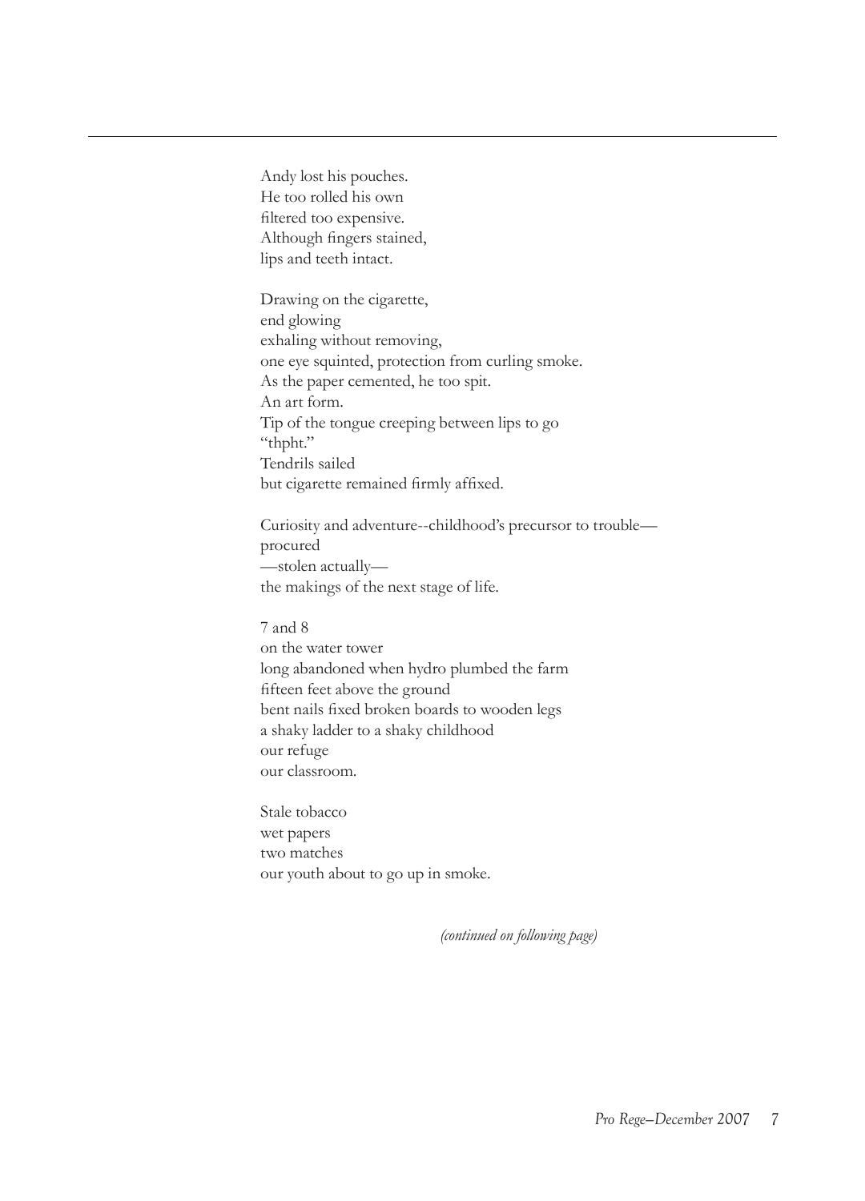Andy lost his pouches.  
He too rolled his own  
filtered too expensive.  
Although fingers stained,  
lips and teeth intact.

Drawing on the cigarette,  
end glowing  
exhaling without removing,  
one eye squinted, protection from curling smoke.  
As the paper cemented, he too spit.  
An art form.  
Tip of the tongue creeping between lips to go  
"thpht."  
Tendrils sailed  
but cigarette remained firmly affixed.

Curiosity and adventure--childhood's precursor to trouble—  
procured  
—stolen actually—  
the makings of the next stage of life.

7 and 8  
on the water tower  
long abandoned when hydro plumbed the farm  
fifteen feet above the ground  
bent nails fixed broken boards to wooden legs  
a shaky ladder to a shaky childhood  
our refuge  
our classroom.

Stale tobacco  
wet papers  
two matches  
our youth about to go up in smoke.

*(continued on following page)*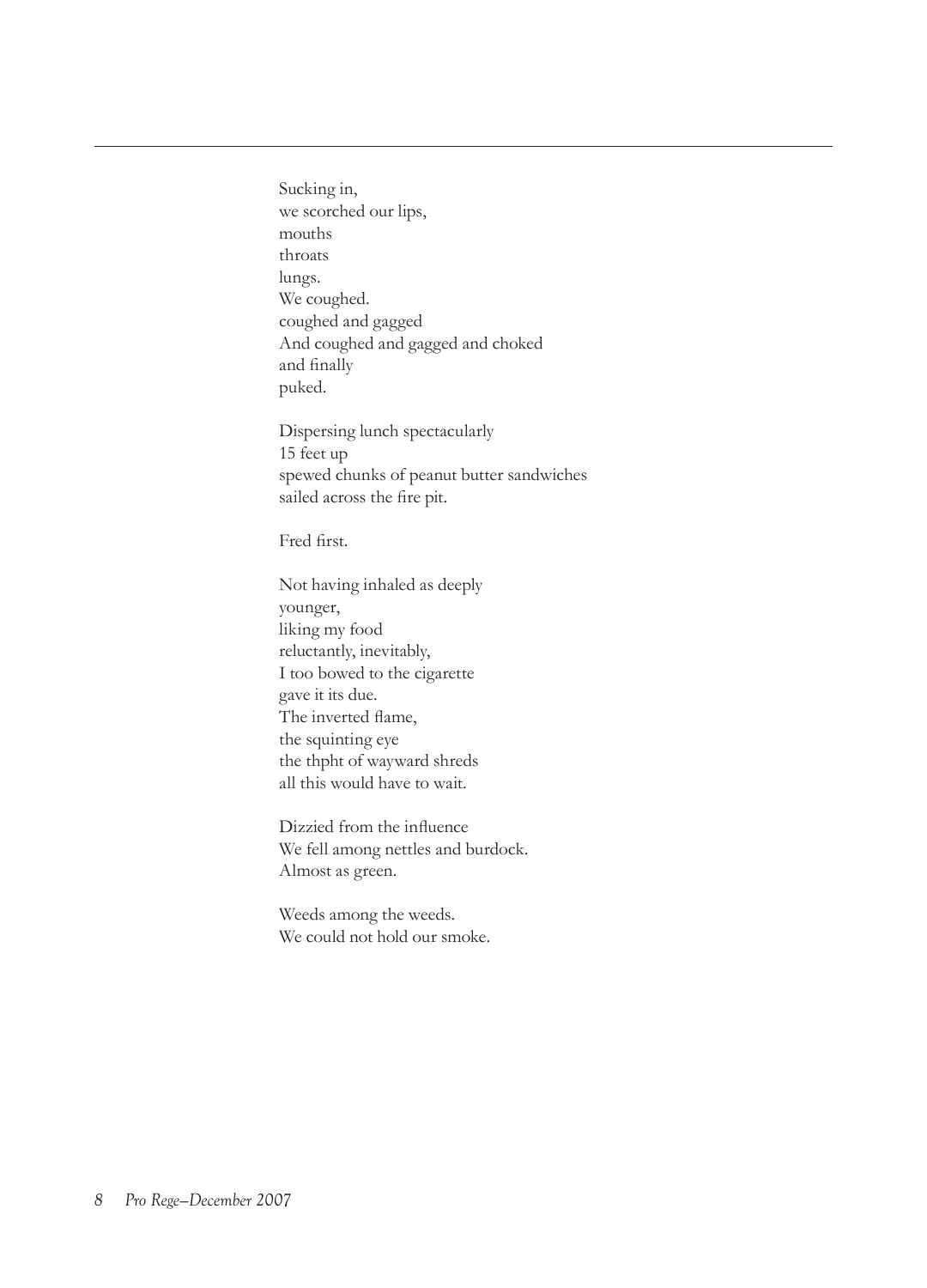Sucking in,  
we scorched our lips,  
mouths  
throats  
lungs.  
We coughed.  
coughed and gagged  
And coughed and gagged and choked  
and finally  
puked.

Dispersing lunch spectacularly  
15 feet up  
spewed chunks of peanut butter sandwiches  
sailed across the fire pit.

Fred first.

Not having inhaled as deeply  
younger,  
liking my food  
reluctantly, inevitably,  
I too bowed to the cigarette  
gave it its due.  
The inverted flame,  
the squinting eye  
the thpht of wayward shreds  
all this would have to wait.

Dizzied from the influence  
We fell among nettles and burdock.  
Almost as green.

Weeds among the weeds.  
We could not hold our smoke.